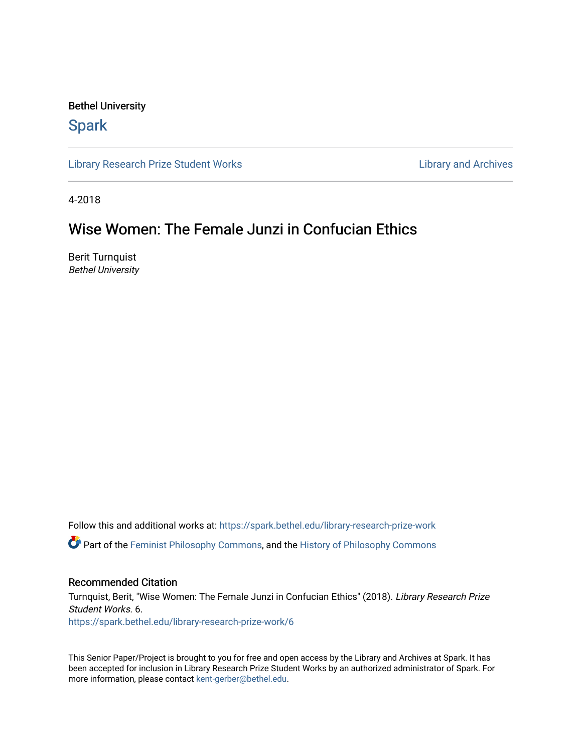Bethel University

# Spark

Library Research Prize Student Works | Library and Archives

4-2018

# Wise Women: The Female Junzi in Confucian Ethics

Berit Turnquist
*Bethel University*

Follow this and additional works at: https://spark.bethel.edu/library-research-prize-work

Part of the Feminist Philosophy Commons, and the History of Philosophy Commons

### Recommended Citation

Turnquist, Berit, "Wise Women: The Female Junzi in Confucian Ethics" (2018). *Library Research Prize Student Works.* 6.
https://spark.bethel.edu/library-research-prize-work/6

This Senior Paper/Project is brought to you for free and open access by the Library and Archives at Spark. It has been accepted for inclusion in Library Research Prize Student Works by an authorized administrator of Spark. For more information, please contact kent-gerber@bethel.edu.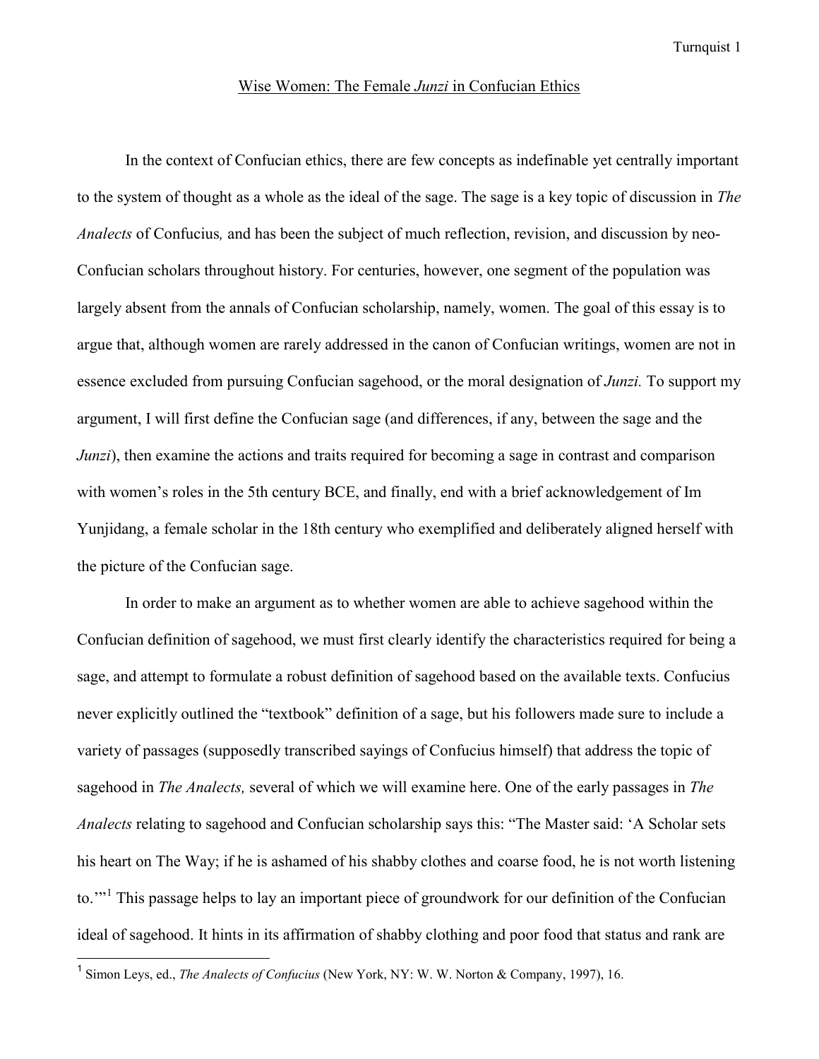Wise Women: The Female *Junzi* in Confucian Ethics

In the context of Confucian ethics, there are few concepts as indefinable yet centrally important to the system of thought as a whole as the ideal of the sage. The sage is a key topic of discussion in *The Analects* of Confucius*,* and has been the subject of much reflection, revision, and discussion by neo-Confucian scholars throughout history. For centuries, however, one segment of the population was largely absent from the annals of Confucian scholarship, namely, women. The goal of this essay is to argue that, although women are rarely addressed in the canon of Confucian writings, women are not in essence excluded from pursuing Confucian sagehood, or the moral designation of *Junzi.* To support my argument, I will first define the Confucian sage (and differences, if any, between the sage and the *Junzi*), then examine the actions and traits required for becoming a sage in contrast and comparison with women's roles in the 5th century BCE, and finally, end with a brief acknowledgement of Im Yunjidang, a female scholar in the 18th century who exemplified and deliberately aligned herself with the picture of the Confucian sage.

In order to make an argument as to whether women are able to achieve sagehood within the Confucian definition of sagehood, we must first clearly identify the characteristics required for being a sage, and attempt to formulate a robust definition of sagehood based on the available texts. Confucius never explicitly outlined the "textbook" definition of a sage, but his followers made sure to include a variety of passages (supposedly transcribed sayings of Confucius himself) that address the topic of sagehood in *The Analects,* several of which we will examine here. One of the early passages in *The Analects* relating to sagehood and Confucian scholarship says this: "The Master said: 'A Scholar sets his heart on The Way; if he is ashamed of his shabby clothes and coarse food, he is not worth listening to.'"[1] This passage helps to lay an important piece of groundwork for our definition of the Confucian ideal of sagehood. It hints in its affirmation of shabby clothing and poor food that status and rank are

[1] Simon Leys, ed., *The Analects of Confucius* (New York, NY: W. W. Norton & Company, 1997), 16.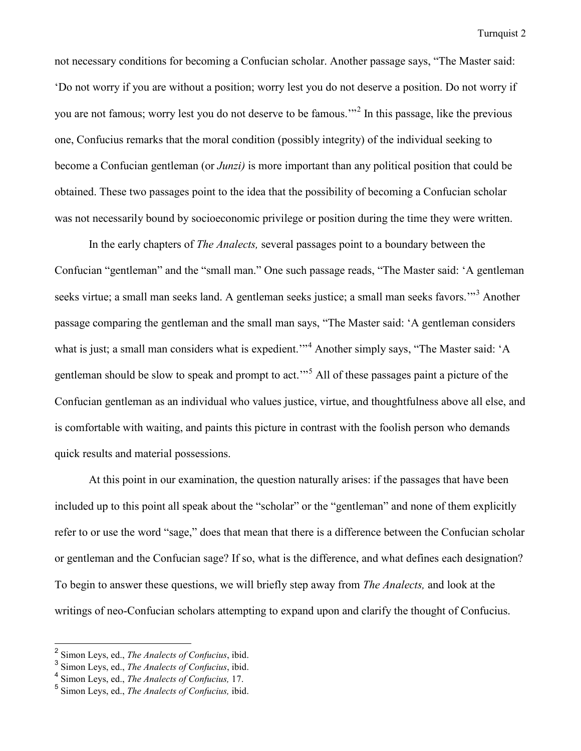not necessary conditions for becoming a Confucian scholar. Another passage says, "The Master said: 'Do not worry if you are without a position; worry lest you do not deserve a position. Do not worry if you are not famous; worry lest you do not deserve to be famous.'"[2] In this passage, like the previous one, Confucius remarks that the moral condition (possibly integrity) of the individual seeking to become a Confucian gentleman (or *Junzi)* is more important than any political position that could be obtained. These two passages point to the idea that the possibility of becoming a Confucian scholar was not necessarily bound by socioeconomic privilege or position during the time they were written.

In the early chapters of *The Analects,* several passages point to a boundary between the Confucian "gentleman" and the "small man." One such passage reads, "The Master said: 'A gentleman seeks virtue; a small man seeks land. A gentleman seeks justice; a small man seeks favors.'"[3] Another passage comparing the gentleman and the small man says, "The Master said: 'A gentleman considers what is just; a small man considers what is expedient.'"[4] Another simply says, "The Master said: 'A gentleman should be slow to speak and prompt to act.'"[5] All of these passages paint a picture of the Confucian gentleman as an individual who values justice, virtue, and thoughtfulness above all else, and is comfortable with waiting, and paints this picture in contrast with the foolish person who demands quick results and material possessions.

At this point in our examination, the question naturally arises: if the passages that have been included up to this point all speak about the "scholar" or the "gentleman" and none of them explicitly refer to or use the word "sage," does that mean that there is a difference between the Confucian scholar or gentleman and the Confucian sage? If so, what is the difference, and what defines each designation? To begin to answer these questions, we will briefly step away from *The Analects,* and look at the writings of neo-Confucian scholars attempting to expand upon and clarify the thought of Confucius.

---

[2] Simon Leys, ed., *The Analects of Confucius*, ibid.
[3] Simon Leys, ed., *The Analects of Confucius*, ibid.
[4] Simon Leys, ed., *The Analects of Confucius,* 17.
[5] Simon Leys, ed., *The Analects of Confucius,* ibid.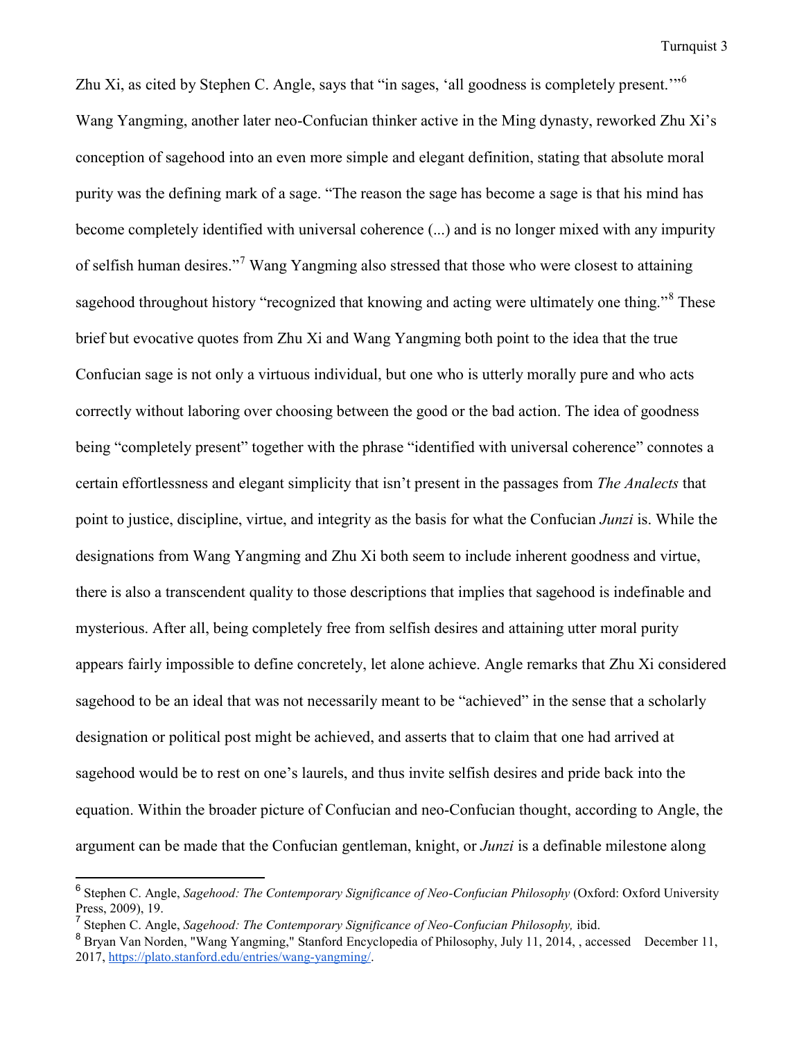Zhu Xi, as cited by Stephen C. Angle, says that "in sages, 'all goodness is completely present.'"[6] Wang Yangming, another later neo-Confucian thinker active in the Ming dynasty, reworked Zhu Xi's conception of sagehood into an even more simple and elegant definition, stating that absolute moral purity was the defining mark of a sage. "The reason the sage has become a sage is that his mind has become completely identified with universal coherence (...) and is no longer mixed with any impurity of selfish human desires."[7] Wang Yangming also stressed that those who were closest to attaining sagehood throughout history "recognized that knowing and acting were ultimately one thing."[8] These brief but evocative quotes from Zhu Xi and Wang Yangming both point to the idea that the true Confucian sage is not only a virtuous individual, but one who is utterly morally pure and who acts correctly without laboring over choosing between the good or the bad action. The idea of goodness being "completely present" together with the phrase "identified with universal coherence" connotes a certain effortlessness and elegant simplicity that isn't present in the passages from *The Analects* that point to justice, discipline, virtue, and integrity as the basis for what the Confucian *Junzi* is. While the designations from Wang Yangming and Zhu Xi both seem to include inherent goodness and virtue, there is also a transcendent quality to those descriptions that implies that sagehood is indefinable and mysterious. After all, being completely free from selfish desires and attaining utter moral purity appears fairly impossible to define concretely, let alone achieve. Angle remarks that Zhu Xi considered sagehood to be an ideal that was not necessarily meant to be "achieved" in the sense that a scholarly designation or political post might be achieved, and asserts that to claim that one had arrived at sagehood would be to rest on one's laurels, and thus invite selfish desires and pride back into the equation. Within the broader picture of Confucian and neo-Confucian thought, according to Angle, the argument can be made that the Confucian gentleman, knight, or *Junzi* is a definable milestone along

---

[6] Stephen C. Angle, *Sagehood: The Contemporary Significance of Neo-Confucian Philosophy* (Oxford: Oxford University Press, 2009), 19.

[7] Stephen C. Angle, *Sagehood: The Contemporary Significance of Neo-Confucian Philosophy,* ibid.

[8] Bryan Van Norden, "Wang Yangming," Stanford Encyclopedia of Philosophy, July 11, 2014, , accessed December 11, 2017, https://plato.stanford.edu/entries/wang-yangming/.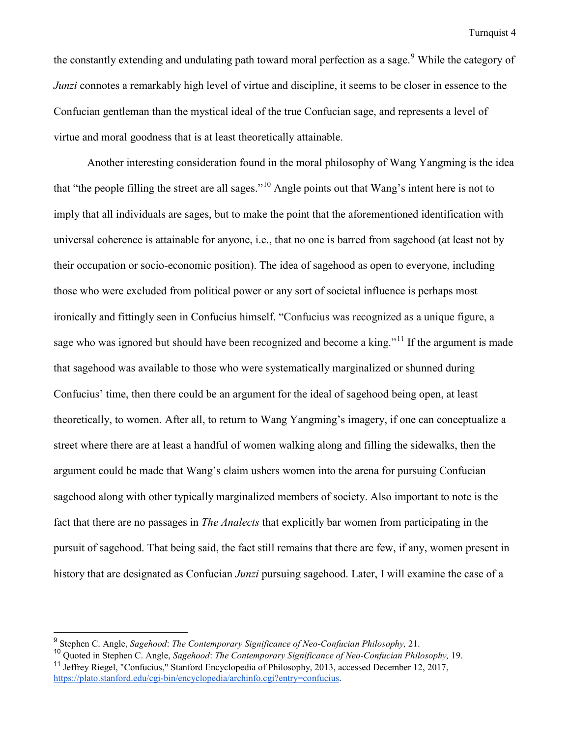the constantly extending and undulating path toward moral perfection as a sage.[9] While the category of *Junzi* connotes a remarkably high level of virtue and discipline, it seems to be closer in essence to the Confucian gentleman than the mystical ideal of the true Confucian sage, and represents a level of virtue and moral goodness that is at least theoretically attainable.

Another interesting consideration found in the moral philosophy of Wang Yangming is the idea that "the people filling the street are all sages."[10] Angle points out that Wang's intent here is not to imply that all individuals are sages, but to make the point that the aforementioned identification with universal coherence is attainable for anyone, i.e., that no one is barred from sagehood (at least not by their occupation or socio-economic position). The idea of sagehood as open to everyone, including those who were excluded from political power or any sort of societal influence is perhaps most ironically and fittingly seen in Confucius himself. "Confucius was recognized as a unique figure, a sage who was ignored but should have been recognized and become a king."[11] If the argument is made that sagehood was available to those who were systematically marginalized or shunned during Confucius' time, then there could be an argument for the ideal of sagehood being open, at least theoretically, to women. After all, to return to Wang Yangming's imagery, if one can conceptualize a street where there are at least a handful of women walking along and filling the sidewalks, then the argument could be made that Wang's claim ushers women into the arena for pursuing Confucian sagehood along with other typically marginalized members of society. Also important to note is the fact that there are no passages in *The Analects* that explicitly bar women from participating in the pursuit of sagehood. That being said, the fact still remains that there are few, if any, women present in history that are designated as Confucian *Junzi* pursuing sagehood. Later, I will examine the case of a

---

[9] Stephen C. Angle, *Sagehood*: *The Contemporary Significance of Neo-Confucian Philosophy,* 21.

[10] Quoted in Stephen C. Angle, *Sagehood*: *The Contemporary Significance of Neo-Confucian Philosophy,* 19.

[11] Jeffrey Riegel, "Confucius," Stanford Encyclopedia of Philosophy, 2013, accessed December 12, 2017, https://plato.stanford.edu/cgi-bin/encyclopedia/archinfo.cgi?entry=confucius.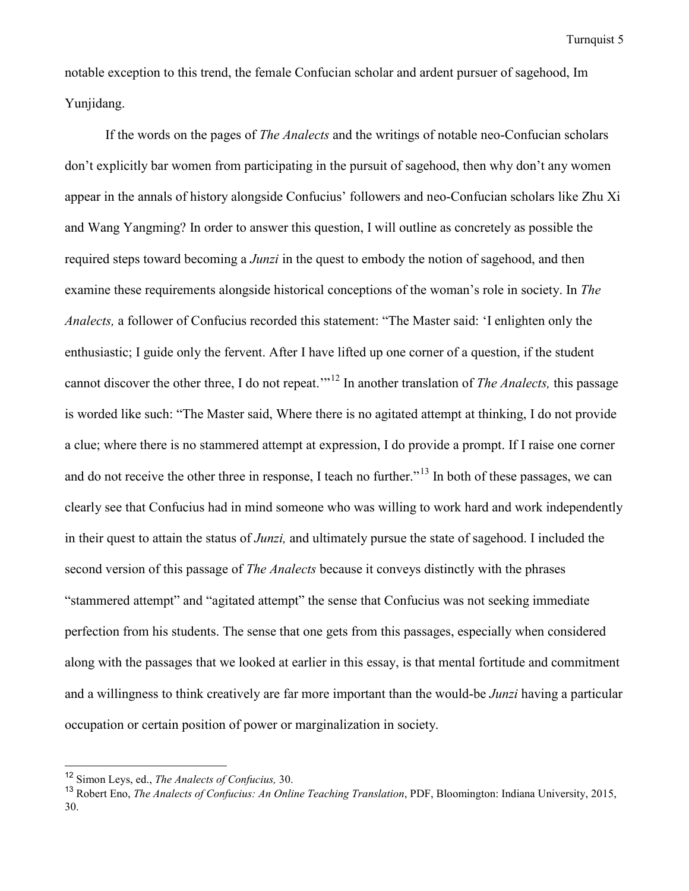notable exception to this trend, the female Confucian scholar and ardent pursuer of sagehood, Im Yunjidang.

If the words on the pages of *The Analects* and the writings of notable neo-Confucian scholars don't explicitly bar women from participating in the pursuit of sagehood, then why don't any women appear in the annals of history alongside Confucius' followers and neo-Confucian scholars like Zhu Xi and Wang Yangming? In order to answer this question, I will outline as concretely as possible the required steps toward becoming a *Junzi* in the quest to embody the notion of sagehood, and then examine these requirements alongside historical conceptions of the woman's role in society. In *The Analects,* a follower of Confucius recorded this statement: "The Master said: 'I enlighten only the enthusiastic; I guide only the fervent. After I have lifted up one corner of a question, if the student cannot discover the other three, I do not repeat.'"[12] In another translation of *The Analects,* this passage is worded like such: "The Master said, Where there is no agitated attempt at thinking, I do not provide a clue; where there is no stammered attempt at expression, I do provide a prompt. If I raise one corner and do not receive the other three in response, I teach no further."[13] In both of these passages, we can clearly see that Confucius had in mind someone who was willing to work hard and work independently in their quest to attain the status of *Junzi,* and ultimately pursue the state of sagehood. I included the second version of this passage of *The Analects* because it conveys distinctly with the phrases "stammered attempt" and "agitated attempt" the sense that Confucius was not seeking immediate perfection from his students. The sense that one gets from this passages, especially when considered along with the passages that we looked at earlier in this essay, is that mental fortitude and commitment and a willingness to think creatively are far more important than the would-be *Junzi* having a particular occupation or certain position of power or marginalization in society.

---

[12] Simon Leys, ed., *The Analects of Confucius,* 30.

[13] Robert Eno, *The Analects of Confucius: An Online Teaching Translation*, PDF, Bloomington: Indiana University, 2015, 30.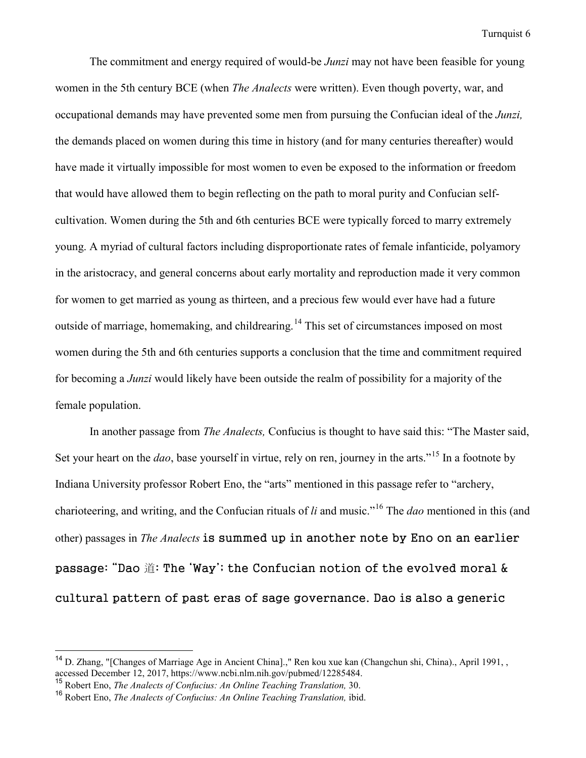The commitment and energy required of would-be *Junzi* may not have been feasible for young women in the 5th century BCE (when *The Analects* were written). Even though poverty, war, and occupational demands may have prevented some men from pursuing the Confucian ideal of the *Junzi,* the demands placed on women during this time in history (and for many centuries thereafter) would have made it virtually impossible for most women to even be exposed to the information or freedom that would have allowed them to begin reflecting on the path to moral purity and Confucian self-cultivation. Women during the 5th and 6th centuries BCE were typically forced to marry extremely young. A myriad of cultural factors including disproportionate rates of female infanticide, polyamory in the aristocracy, and general concerns about early mortality and reproduction made it very common for women to get married as young as thirteen, and a precious few would ever have had a future outside of marriage, homemaking, and childrearing.[14] This set of circumstances imposed on most women during the 5th and 6th centuries supports a conclusion that the time and commitment required for becoming a *Junzi* would likely have been outside the realm of possibility for a majority of the female population.

In another passage from *The Analects,* Confucius is thought to have said this: "The Master said, Set your heart on the *dao*, base yourself in virtue, rely on ren, journey in the arts."[15] In a footnote by Indiana University professor Robert Eno, the "arts" mentioned in this passage refer to "archery, charioteering, and writing, and the Confucian rituals of *li* and music."[16] The *dao* mentioned in this (and other) passages in *The Analects* is summed up in another note by Eno on an earlier passage: "Dao 道: The 'Way'; the Confucian notion of the evolved moral & cultural pattern of past eras of sage governance. Dao is also a generic

[14] D. Zhang, "[Changes of Marriage Age in Ancient China].," Ren kou xue kan (Changchun shi, China)., April 1991, , accessed December 12, 2017, https://www.ncbi.nlm.nih.gov/pubmed/12285484.

[15] Robert Eno, *The Analects of Confucius: An Online Teaching Translation,* 30.

[16] Robert Eno, *The Analects of Confucius: An Online Teaching Translation,* ibid.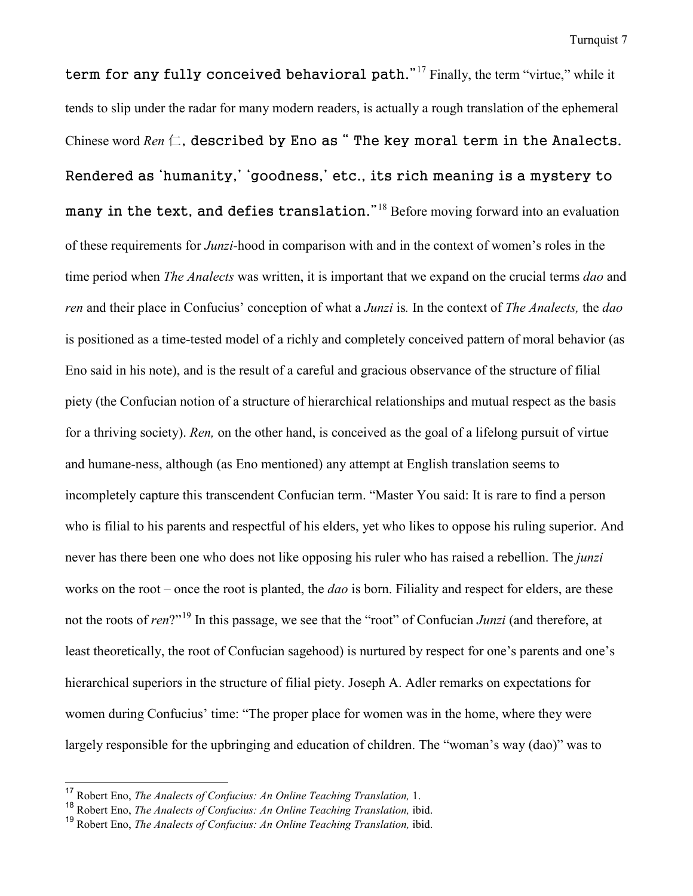term for any fully conceived behavioral path."[17] Finally, the term "virtue," while it tends to slip under the radar for many modern readers, is actually a rough translation of the ephemeral Chinese word *Ren* 仁, described by Eno as " The key moral term in the Analects. Rendered as 'humanity,' 'goodness,' etc., its rich meaning is a mystery to many in the text, and defies translation."[18] Before moving forward into an evaluation of these requirements for *Junzi*-hood in comparison with and in the context of women's roles in the time period when *The Analects* was written, it is important that we expand on the crucial terms *dao* and *ren* and their place in Confucius' conception of what a *Junzi* is*.* In the context of *The Analects,* the *dao* is positioned as a time-tested model of a richly and completely conceived pattern of moral behavior (as Eno said in his note), and is the result of a careful and gracious observance of the structure of filial piety (the Confucian notion of a structure of hierarchical relationships and mutual respect as the basis for a thriving society). *Ren,* on the other hand, is conceived as the goal of a lifelong pursuit of virtue and humane-ness, although (as Eno mentioned) any attempt at English translation seems to incompletely capture this transcendent Confucian term. "Master You said: It is rare to find a person who is filial to his parents and respectful of his elders, yet who likes to oppose his ruling superior. And never has there been one who does not like opposing his ruler who has raised a rebellion. The *junzi* works on the root – once the root is planted, the *dao* is born. Filiality and respect for elders, are these not the roots of *ren*?"[19] In this passage, we see that the "root" of Confucian *Junzi* (and therefore, at least theoretically, the root of Confucian sagehood) is nurtured by respect for one's parents and one's hierarchical superiors in the structure of filial piety. Joseph A. Adler remarks on expectations for women during Confucius' time: "The proper place for women was in the home, where they were largely responsible for the upbringing and education of children. The "woman's way (dao)" was to

---

[17] Robert Eno, *The Analects of Confucius: An Online Teaching Translation,* 1.

[18] Robert Eno, *The Analects of Confucius: An Online Teaching Translation,* ibid.

[19] Robert Eno, *The Analects of Confucius: An Online Teaching Translation,* ibid.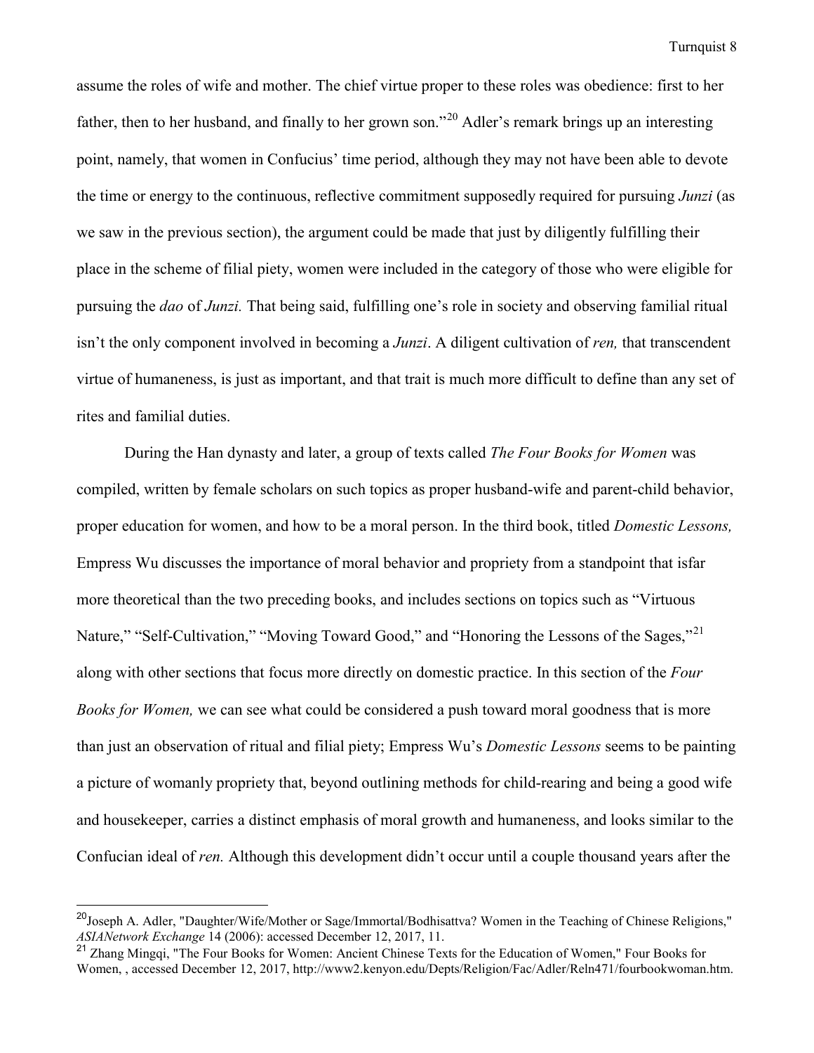assume the roles of wife and mother. The chief virtue proper to these roles was obedience: first to her father, then to her husband, and finally to her grown son."[20] Adler's remark brings up an interesting point, namely, that women in Confucius' time period, although they may not have been able to devote the time or energy to the continuous, reflective commitment supposedly required for pursuing *Junzi* (as we saw in the previous section), the argument could be made that just by diligently fulfilling their place in the scheme of filial piety, women were included in the category of those who were eligible for pursuing the *dao* of *Junzi.* That being said, fulfilling one's role in society and observing familial ritual isn't the only component involved in becoming a *Junzi*. A diligent cultivation of *ren,* that transcendent virtue of humaneness, is just as important, and that trait is much more difficult to define than any set of rites and familial duties.

During the Han dynasty and later, a group of texts called *The Four Books for Women* was compiled, written by female scholars on such topics as proper husband-wife and parent-child behavior, proper education for women, and how to be a moral person. In the third book, titled *Domestic Lessons,* Empress Wu discusses the importance of moral behavior and propriety from a standpoint that isfar more theoretical than the two preceding books, and includes sections on topics such as "Virtuous Nature," "Self-Cultivation," "Moving Toward Good," and "Honoring the Lessons of the Sages,"[21] along with other sections that focus more directly on domestic practice. In this section of the *Four Books for Women,* we can see what could be considered a push toward moral goodness that is more than just an observation of ritual and filial piety; Empress Wu's *Domestic Lessons* seems to be painting a picture of womanly propriety that, beyond outlining methods for child-rearing and being a good wife and housekeeper, carries a distinct emphasis of moral growth and humaneness, and looks similar to the Confucian ideal of *ren.* Although this development didn't occur until a couple thousand years after the

---

[20] Joseph A. Adler, "Daughter/Wife/Mother or Sage/Immortal/Bodhisattva? Women in the Teaching of Chinese Religions," *ASIANetwork Exchange* 14 (2006): accessed December 12, 2017, 11.

[21] Zhang Mingqi, "The Four Books for Women: Ancient Chinese Texts for the Education of Women," Four Books for Women, , accessed December 12, 2017, http://www2.kenyon.edu/Depts/Religion/Fac/Adler/Reln471/fourbookwoman.htm.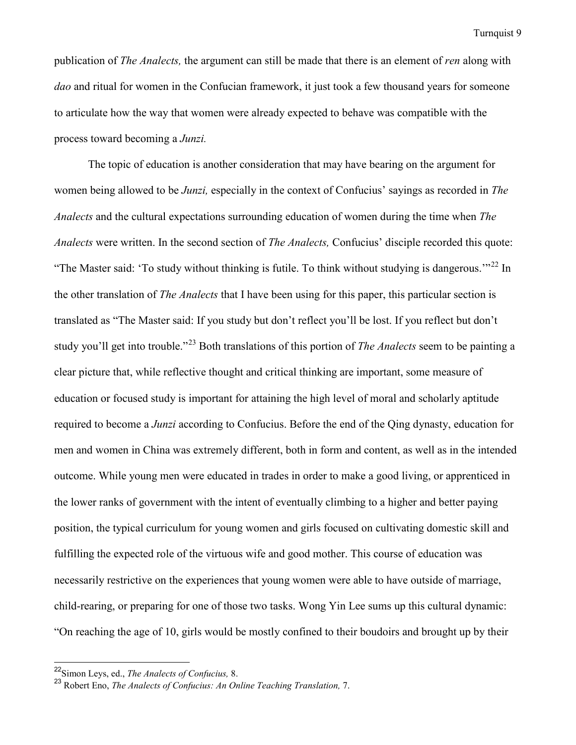publication of *The Analects,* the argument can still be made that there is an element of *ren* along with *dao* and ritual for women in the Confucian framework, it just took a few thousand years for someone to articulate how the way that women were already expected to behave was compatible with the process toward becoming a *Junzi.*

The topic of education is another consideration that may have bearing on the argument for women being allowed to be *Junzi,* especially in the context of Confucius' sayings as recorded in *The Analects* and the cultural expectations surrounding education of women during the time when *The Analects* were written. In the second section of *The Analects,* Confucius' disciple recorded this quote: "The Master said: 'To study without thinking is futile. To think without studying is dangerous.'"[22] In the other translation of *The Analects* that I have been using for this paper, this particular section is translated as "The Master said: If you study but don't reflect you'll be lost. If you reflect but don't study you'll get into trouble."[23] Both translations of this portion of *The Analects* seem to be painting a clear picture that, while reflective thought and critical thinking are important, some measure of education or focused study is important for attaining the high level of moral and scholarly aptitude required to become a *Junzi* according to Confucius. Before the end of the Qing dynasty, education for men and women in China was extremely different, both in form and content, as well as in the intended outcome. While young men were educated in trades in order to make a good living, or apprenticed in the lower ranks of government with the intent of eventually climbing to a higher and better paying position, the typical curriculum for young women and girls focused on cultivating domestic skill and fulfilling the expected role of the virtuous wife and good mother. This course of education was necessarily restrictive on the experiences that young women were able to have outside of marriage, child-rearing, or preparing for one of those two tasks. Wong Yin Lee sums up this cultural dynamic: "On reaching the age of 10, girls would be mostly confined to their boudoirs and brought up by their

---

[22] Simon Leys, ed., *The Analects of Confucius,* 8.

[23] Robert Eno, *The Analects of Confucius: An Online Teaching Translation,* 7.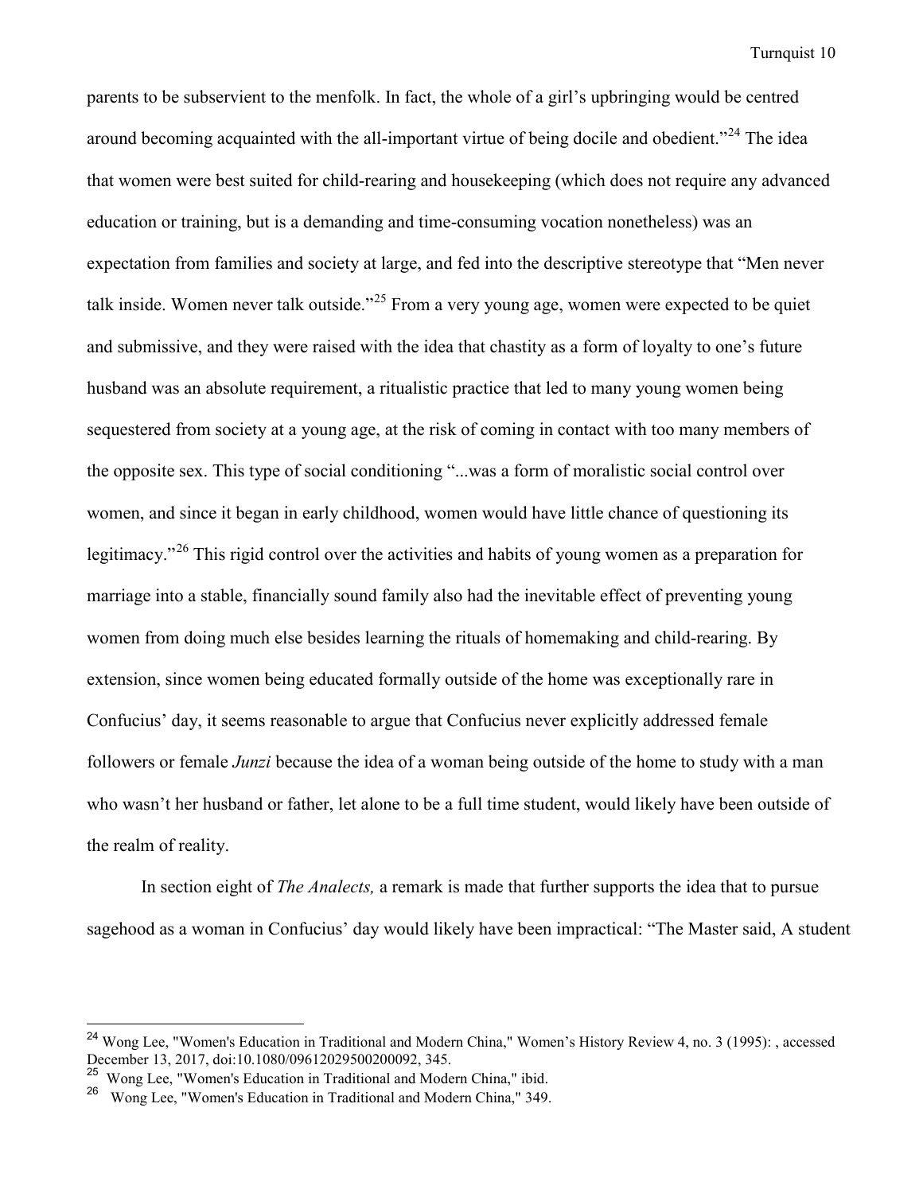parents to be subservient to the menfolk. In fact, the whole of a girl's upbringing would be centred around becoming acquainted with the all-important virtue of being docile and obedient."[24] The idea that women were best suited for child-rearing and housekeeping (which does not require any advanced education or training, but is a demanding and time-consuming vocation nonetheless) was an expectation from families and society at large, and fed into the descriptive stereotype that "Men never talk inside. Women never talk outside."[25] From a very young age, women were expected to be quiet and submissive, and they were raised with the idea that chastity as a form of loyalty to one's future husband was an absolute requirement, a ritualistic practice that led to many young women being sequestered from society at a young age, at the risk of coming in contact with too many members of the opposite sex. This type of social conditioning "...was a form of moralistic social control over women, and since it began in early childhood, women would have little chance of questioning its legitimacy."[26] This rigid control over the activities and habits of young women as a preparation for marriage into a stable, financially sound family also had the inevitable effect of preventing young women from doing much else besides learning the rituals of homemaking and child-rearing. By extension, since women being educated formally outside of the home was exceptionally rare in Confucius' day, it seems reasonable to argue that Confucius never explicitly addressed female followers or female *Junzi* because the idea of a woman being outside of the home to study with a man who wasn't her husband or father, let alone to be a full time student, would likely have been outside of the realm of reality.

In section eight of *The Analects,* a remark is made that further supports the idea that to pursue sagehood as a woman in Confucius' day would likely have been impractical: "The Master said, A student

---

[24] Wong Lee, "Women's Education in Traditional and Modern China," Women's History Review 4, no. 3 (1995): , accessed December 13, 2017, doi:10.1080/09612029500200092, 345.

[25] Wong Lee, "Women's Education in Traditional and Modern China," ibid.

[26] Wong Lee, "Women's Education in Traditional and Modern China," 349.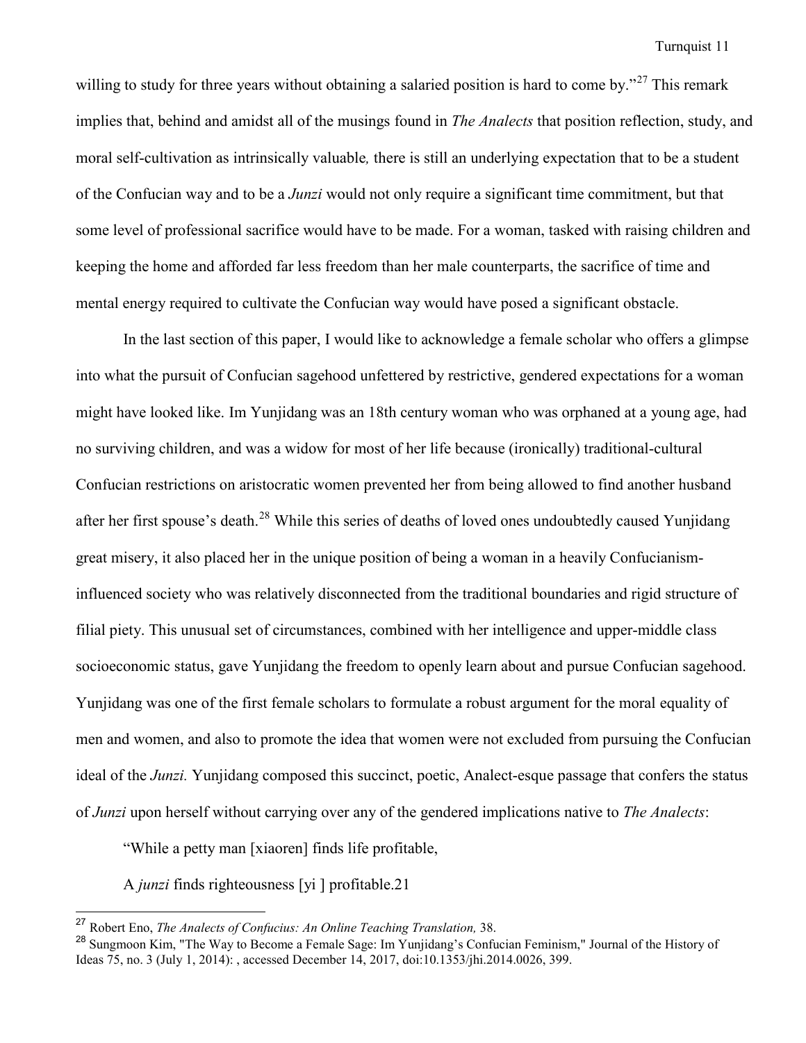willing to study for three years without obtaining a salaried position is hard to come by."[27] This remark implies that, behind and amidst all of the musings found in *The Analects* that position reflection, study, and moral self-cultivation as intrinsically valuable*,* there is still an underlying expectation that to be a student of the Confucian way and to be a *Junzi* would not only require a significant time commitment, but that some level of professional sacrifice would have to be made. For a woman, tasked with raising children and keeping the home and afforded far less freedom than her male counterparts, the sacrifice of time and mental energy required to cultivate the Confucian way would have posed a significant obstacle.

In the last section of this paper, I would like to acknowledge a female scholar who offers a glimpse into what the pursuit of Confucian sagehood unfettered by restrictive, gendered expectations for a woman might have looked like. Im Yunjidang was an 18th century woman who was orphaned at a young age, had no surviving children, and was a widow for most of her life because (ironically) traditional-cultural Confucian restrictions on aristocratic women prevented her from being allowed to find another husband after her first spouse's death.[28] While this series of deaths of loved ones undoubtedly caused Yunjidang great misery, it also placed her in the unique position of being a woman in a heavily Confucianism-influenced society who was relatively disconnected from the traditional boundaries and rigid structure of filial piety. This unusual set of circumstances, combined with her intelligence and upper-middle class socioeconomic status, gave Yunjidang the freedom to openly learn about and pursue Confucian sagehood. Yunjidang was one of the first female scholars to formulate a robust argument for the moral equality of men and women, and also to promote the idea that women were not excluded from pursuing the Confucian ideal of the *Junzi.* Yunjidang composed this succinct, poetic, Analect-esque passage that confers the status of *Junzi* upon herself without carrying over any of the gendered implications native to *The Analects*:

"While a petty man [xiaoren] finds life profitable,

A *junzi* finds righteousness [yi ] profitable.21

---

[27] Robert Eno, *The Analects of Confucius: An Online Teaching Translation,* 38.

[28] Sungmoon Kim, "The Way to Become a Female Sage: Im Yunjidang's Confucian Feminism," Journal of the History of Ideas 75, no. 3 (July 1, 2014): , accessed December 14, 2017, doi:10.1353/jhi.2014.0026, 399.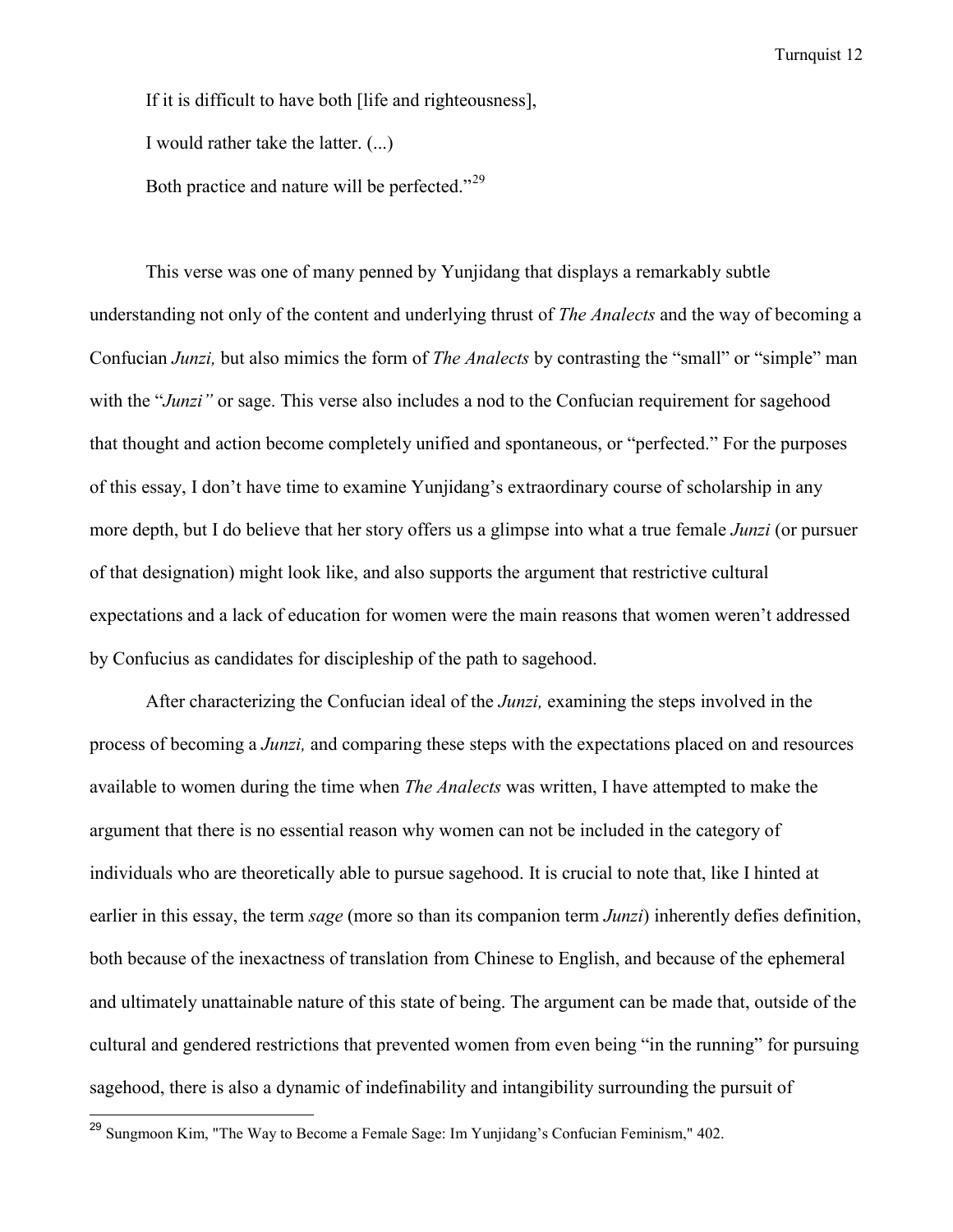If it is difficult to have both [life and righteousness],

I would rather take the latter. (...)

Both practice and nature will be perfected."[29]

This verse was one of many penned by Yunjidang that displays a remarkably subtle understanding not only of the content and underlying thrust of *The Analects* and the way of becoming a Confucian *Junzi,* but also mimics the form of *The Analects* by contrasting the "small" or "simple" man with the "*Junzi"* or sage. This verse also includes a nod to the Confucian requirement for sagehood that thought and action become completely unified and spontaneous, or "perfected." For the purposes of this essay, I don't have time to examine Yunjidang's extraordinary course of scholarship in any more depth, but I do believe that her story offers us a glimpse into what a true female *Junzi* (or pursuer of that designation) might look like, and also supports the argument that restrictive cultural expectations and a lack of education for women were the main reasons that women weren't addressed by Confucius as candidates for discipleship of the path to sagehood.

After characterizing the Confucian ideal of the *Junzi,* examining the steps involved in the process of becoming a *Junzi,* and comparing these steps with the expectations placed on and resources available to women during the time when *The Analects* was written, I have attempted to make the argument that there is no essential reason why women can not be included in the category of individuals who are theoretically able to pursue sagehood. It is crucial to note that, like I hinted at earlier in this essay, the term *sage* (more so than its companion term *Junzi*) inherently defies definition, both because of the inexactness of translation from Chinese to English, and because of the ephemeral and ultimately unattainable nature of this state of being. The argument can be made that, outside of the cultural and gendered restrictions that prevented women from even being "in the running" for pursuing sagehood, there is also a dynamic of indefinability and intangibility surrounding the pursuit of

---

[29] Sungmoon Kim, "The Way to Become a Female Sage: Im Yunjidang's Confucian Feminism," 402.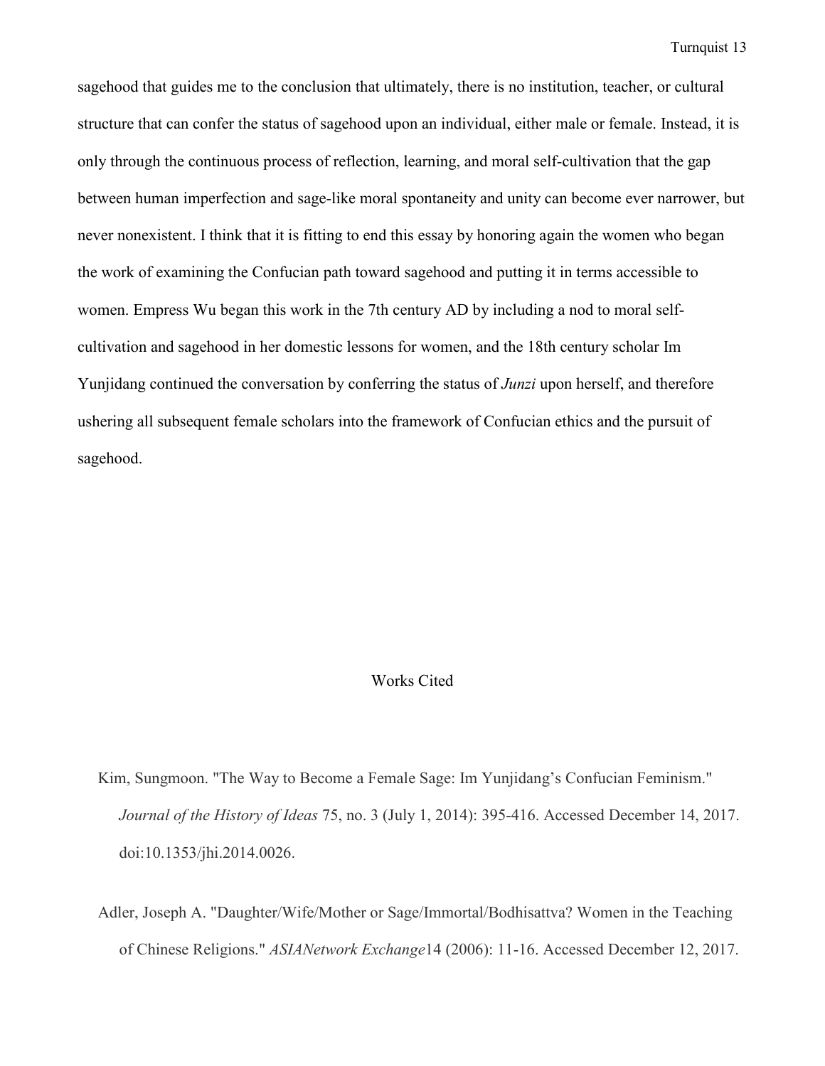sagehood that guides me to the conclusion that ultimately, there is no institution, teacher, or cultural structure that can confer the status of sagehood upon an individual, either male or female. Instead, it is only through the continuous process of reflection, learning, and moral self-cultivation that the gap between human imperfection and sage-like moral spontaneity and unity can become ever narrower, but never nonexistent. I think that it is fitting to end this essay by honoring again the women who began the work of examining the Confucian path toward sagehood and putting it in terms accessible to women. Empress Wu began this work in the 7th century AD by including a nod to moral self-cultivation and sagehood in her domestic lessons for women, and the 18th century scholar Im Yunjidang continued the conversation by conferring the status of *Junzi* upon herself, and therefore ushering all subsequent female scholars into the framework of Confucian ethics and the pursuit of sagehood.

## Works Cited

Kim, Sungmoon. "The Way to Become a Female Sage: Im Yunjidang's Confucian Feminism." *Journal of the History of Ideas* 75, no. 3 (July 1, 2014): 395-416. Accessed December 14, 2017. doi:10.1353/jhi.2014.0026.

Adler, Joseph A. "Daughter/Wife/Mother or Sage/Immortal/Bodhisattva? Women in the Teaching of Chinese Religions." *ASIANetwork Exchange*14 (2006): 11-16. Accessed December 12, 2017.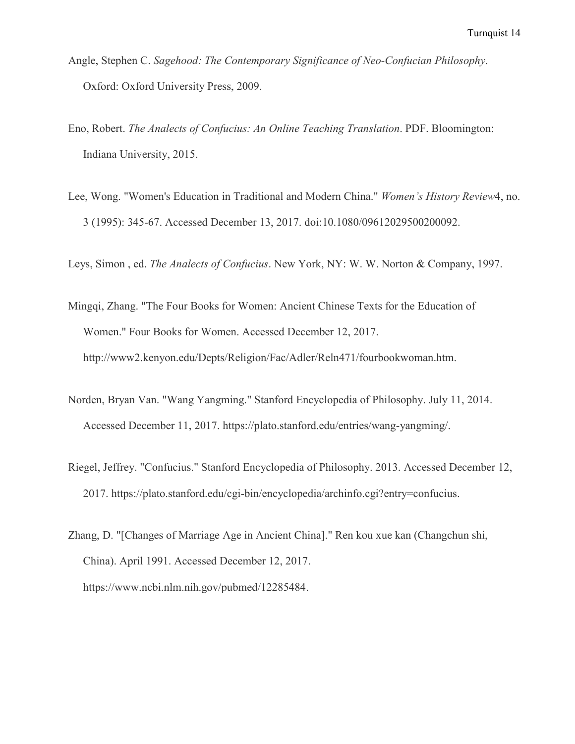Angle, Stephen C. *Sagehood: The Contemporary Significance of Neo-Confucian Philosophy*. Oxford: Oxford University Press, 2009.

Eno, Robert. *The Analects of Confucius: An Online Teaching Translation*. PDF. Bloomington: Indiana University, 2015.

Lee, Wong. "Women's Education in Traditional and Modern China." *Women's History Review*4, no. 3 (1995): 345-67. Accessed December 13, 2017. doi:10.1080/09612029500200092.

Leys, Simon , ed. *The Analects of Confucius*. New York, NY: W. W. Norton & Company, 1997.

Mingqi, Zhang. "The Four Books for Women: Ancient Chinese Texts for the Education of Women." Four Books for Women. Accessed December 12, 2017. http://www2.kenyon.edu/Depts/Religion/Fac/Adler/Reln471/fourbookwoman.htm.

Norden, Bryan Van. "Wang Yangming." Stanford Encyclopedia of Philosophy. July 11, 2014. Accessed December 11, 2017. https://plato.stanford.edu/entries/wang-yangming/.

Riegel, Jeffrey. "Confucius." Stanford Encyclopedia of Philosophy. 2013. Accessed December 12, 2017. https://plato.stanford.edu/cgi-bin/encyclopedia/archinfo.cgi?entry=confucius.

Zhang, D. "[Changes of Marriage Age in Ancient China]." Ren kou xue kan (Changchun shi, China). April 1991. Accessed December 12, 2017. https://www.ncbi.nlm.nih.gov/pubmed/12285484.